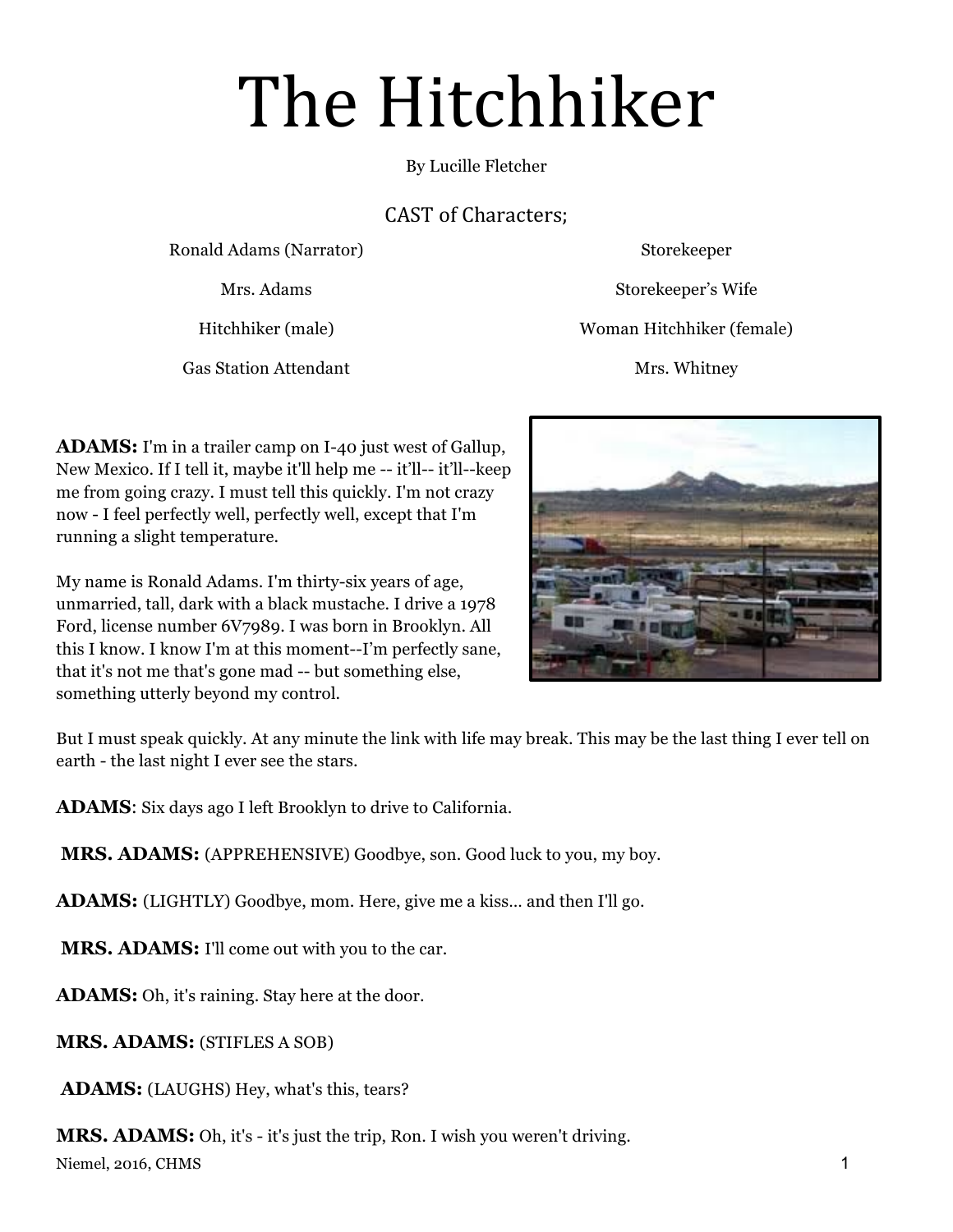# The Hitchhiker

By Lucille Fletcher

## CAST of Characters;

- Ronald Adams (Narrator)
- Mrs. Adams
- Hitchhiker (male)
- Gas Station Attendant
- Storekeeper
- Storekeeper's Wife
- Woman Hitchhiker (female)
- Mrs. Whitney

**ADAMS:** I'm in a trailer camp on I-40 just west of Gallup, New Mexico. If I tell it, maybe it'll help me -- it'll-- it'll--keep me from going crazy. I must tell this quickly. I'm not crazy now - I feel perfectly well, perfectly well, except that I'm running a slight temperature.

My name is Ronald Adams. I'm thirty-six years of age, unmarried, tall, dark with a black mustache. I drive a 1978 Ford, license number 6V7989. I was born in Brooklyn. All this I know. I know I'm at this moment--I'm perfectly sane, that it's not me that's gone mad -- but something else, something utterly beyond my control.

But I must speak quickly. At any minute the link with life may break. This may be the last thing I ever tell on earth - the last night I ever see the stars.

**ADAMS**: Six days ago I left Brooklyn to drive to California.

**MRS. ADAMS:** (APPREHENSIVE) Goodbye, son. Good luck to you, my boy.

**ADAMS:** (LIGHTLY) Goodbye, mom. Here, give me a kiss... and then I'll go.

**MRS. ADAMS:** I'll come out with you to the car.

**ADAMS:** Oh, it's raining. Stay here at the door.

**MRS. ADAMS:** (STIFLES A SOB)

**ADAMS:** (LAUGHS) Hey, what's this, tears?

**MRS. ADAMS:** Oh, it's - it's just the trip, Ron. I wish you weren't driving.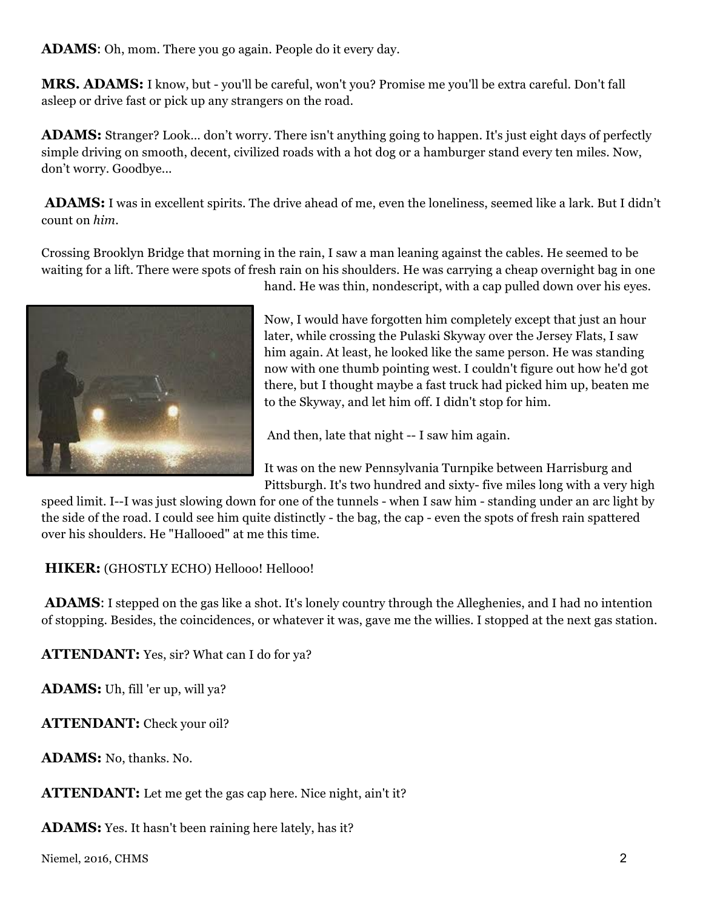**ADAMS**: Oh, mom. There you go again. People do it every day.

**MRS. ADAMS:** I know, but - you'll be careful, won't you? Promise me you'll be extra careful. Don't fall asleep or drive fast or pick up any strangers on the road.

**ADAMS:** Stranger? Look… don't worry. There isn't anything going to happen. It's just eight days of perfectly simple driving on smooth, decent, civilized roads with a hot dog or a hamburger stand every ten miles. Now, don't worry. Goodbye…

**ADAMS:** I was in excellent spirits. The drive ahead of me, even the loneliness, seemed like a lark. But I didn't count on *him*.

Crossing Brooklyn Bridge that morning in the rain, I saw a man leaning against the cables. He seemed to be waiting for a lift. There were spots of fresh rain on his shoulders. He was carrying a cheap overnight bag in one hand. He was thin, nondescript, with a cap pulled down over his eyes.

Now, I would have forgotten him completely except that just an hour later, while crossing the Pulaski Skyway over the Jersey Flats, I saw him again. At least, he looked like the same person. He was standing now with one thumb pointing west. I couldn't figure out how he'd got there, but I thought maybe a fast truck had picked him up, beaten me to the Skyway, and let him off. I didn't stop for him.

And then, late that night -- I saw him again.

It was on the new Pennsylvania Turnpike between Harrisburg and Pittsburgh. It's two hundred and sixty- five miles long with a very high speed limit. I--I was just slowing down for one of the tunnels - when I saw him - standing under an arc light by the side of the road. I could see him quite distinctly - the bag, the cap - even the spots of fresh rain spattered over his shoulders. He "Hallooed" at me this time.

**HIKER:** (GHOSTLY ECHO) Hellooo! Hellooo!

**ADAMS**: I stepped on the gas like a shot. It's lonely country through the Alleghenies, and I had no intention of stopping. Besides, the coincidences, or whatever it was, gave me the willies. I stopped at the next gas station.

**ATTENDANT:** Yes, sir? What can I do for ya?

**ADAMS:** Uh, fill 'er up, will ya?

**ATTENDANT:** Check your oil?

**ADAMS:** No, thanks. No.

**ATTENDANT:** Let me get the gas cap here. Nice night, ain't it?

**ADAMS:** Yes. It hasn't been raining here lately, has it?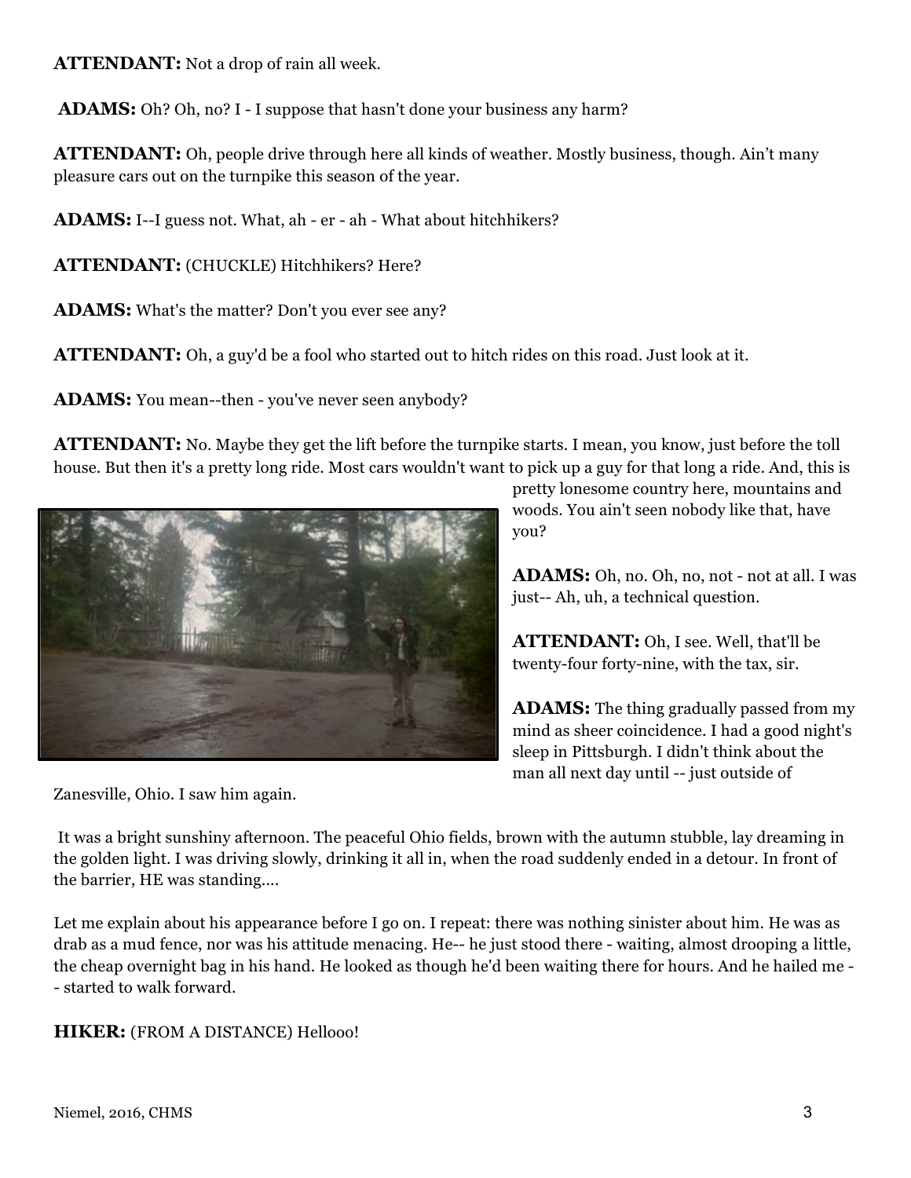**ATTENDANT:** Not a drop of rain all week.

**ADAMS:** Oh? Oh, no? I - I suppose that hasn't done your business any harm?

**ATTENDANT:** Oh, people drive through here all kinds of weather. Mostly business, though. Ain't many pleasure cars out on the turnpike this season of the year.

**ADAMS:** I--I guess not. What, ah - er - ah - What about hitchhikers?

**ATTENDANT:** (CHUCKLE) Hitchhikers? Here?

**ADAMS:** What's the matter? Don't you ever see any?

**ATTENDANT:** Oh, a guy'd be a fool who started out to hitch rides on this road. Just look at it.

**ADAMS:** You mean--then - you've never seen anybody?

**ATTENDANT:** No. Maybe they get the lift before the turnpike starts. I mean, you know, just before the toll house. But then it's a pretty long ride. Most cars wouldn't want to pick up a guy for that long a ride. And, this is pretty lonesome country here, mountains and woods. You ain't seen nobody like that, have you?

**ADAMS:** Oh, no. Oh, no, not - not at all. I was just-- Ah, uh, a technical question.

**ATTENDANT:** Oh, I see. Well, that'll be twenty-four forty-nine, with the tax, sir.

**ADAMS:** The thing gradually passed from my mind as sheer coincidence. I had a good night's sleep in Pittsburgh. I didn't think about the man all next day until -- just outside of Zanesville, Ohio. I saw him again.

It was a bright sunshiny afternoon. The peaceful Ohio fields, brown with the autumn stubble, lay dreaming in the golden light. I was driving slowly, drinking it all in, when the road suddenly ended in a detour. In front of the barrier, HE was standing....

Let me explain about his appearance before I go on. I repeat: there was nothing sinister about him. He was as drab as a mud fence, nor was his attitude menacing. He-- he just stood there - waiting, almost drooping a little, the cheap overnight bag in his hand. He looked as though he'd been waiting there for hours. And he hailed me -- started to walk forward.

**HIKER:** (FROM A DISTANCE) Hellooo!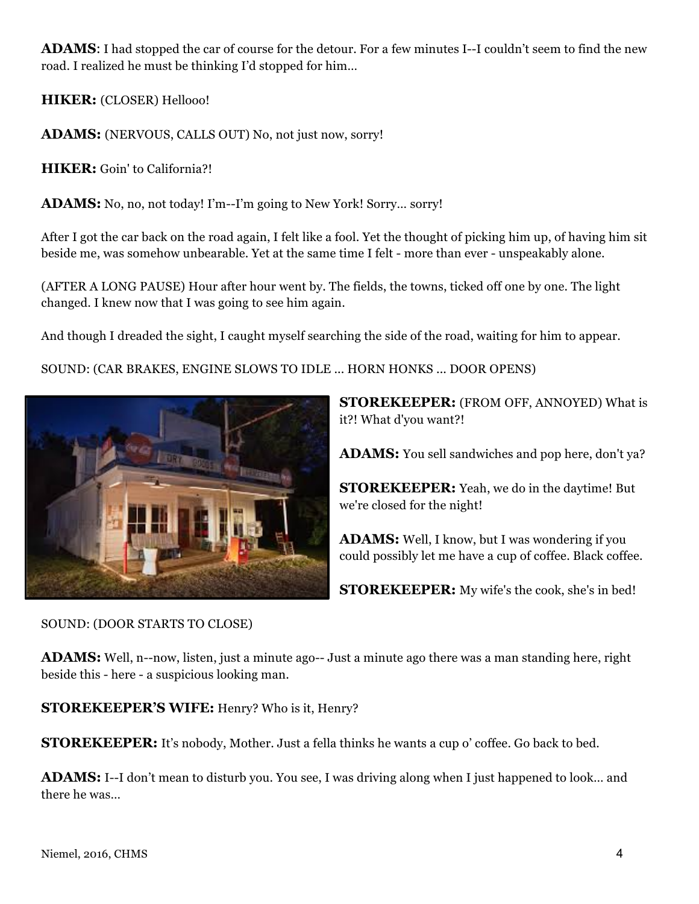**ADAMS**: I had stopped the car of course for the detour. For a few minutes I--I couldn't seem to find the new road. I realized he must be thinking I'd stopped for him...

**HIKER:** (CLOSER) Hellooo!

**ADAMS:** (NERVOUS, CALLS OUT) No, not just now, sorry!

**HIKER:** Goin' to California?!

**ADAMS:** No, no, not today! I'm--I'm going to New York! Sorry... sorry!

After I got the car back on the road again, I felt like a fool. Yet the thought of picking him up, of having him sit beside me, was somehow unbearable. Yet at the same time I felt - more than ever - unspeakably alone.

(AFTER A LONG PAUSE) Hour after hour went by. The fields, the towns, ticked off one by one. The light changed. I knew now that I was going to see him again.

And though I dreaded the sight, I caught myself searching the side of the road, waiting for him to appear.

SOUND: (CAR BRAKES, ENGINE SLOWS TO IDLE ... HORN HONKS ... DOOR OPENS)

**STOREKEEPER:** (FROM OFF, ANNOYED) What is it?! What d'you want?!

**ADAMS:** You sell sandwiches and pop here, don't ya?

**STOREKEEPER:** Yeah, we do in the daytime! But we're closed for the night!

**ADAMS:** Well, I know, but I was wondering if you could possibly let me have a cup of coffee. Black coffee.

**STOREKEEPER:** My wife's the cook, she's in bed!

SOUND: (DOOR STARTS TO CLOSE)

**ADAMS:** Well, n--now, listen, just a minute ago-- Just a minute ago there was a man standing here, right beside this - here - a suspicious looking man.

**STOREKEEPER'S WIFE:** Henry? Who is it, Henry?

**STOREKEEPER:** It's nobody, Mother. Just a fella thinks he wants a cup o' coffee. Go back to bed.

**ADAMS:** I--I don't mean to disturb you. You see, I was driving along when I just happened to look... and there he was...

Niemel, 2016, CHMS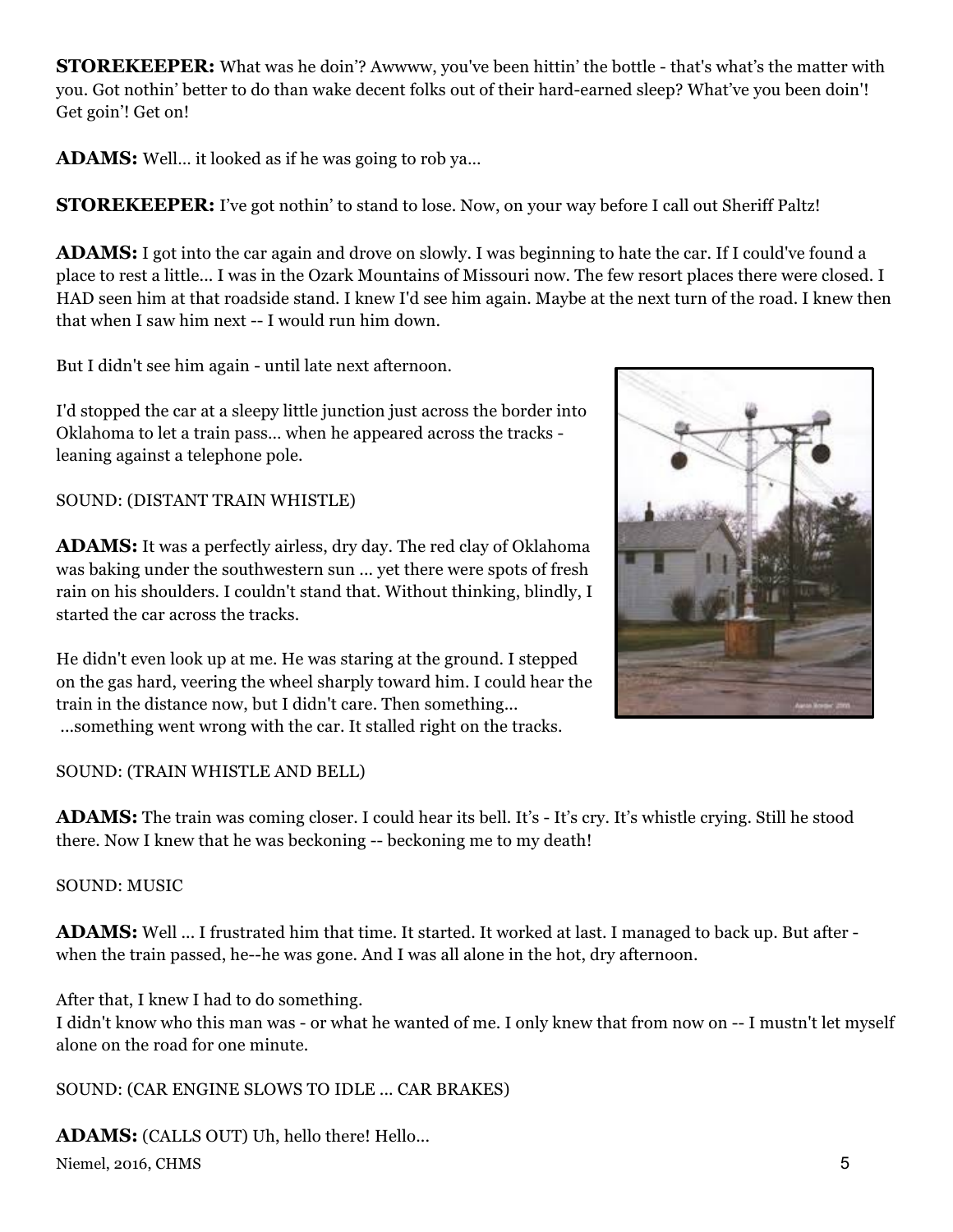**STOREKEEPER:** What was he doin'? Awwww, you've been hittin' the bottle - that's what's the matter with you. Got nothin' better to do than wake decent folks out of their hard-earned sleep? What've you been doin'! Get goin'! Get on!

**ADAMS:** Well... it looked as if he was going to rob ya...

**STOREKEEPER:** I've got nothin' to stand to lose. Now, on your way before I call out Sheriff Paltz!

**ADAMS:** I got into the car again and drove on slowly. I was beginning to hate the car. If I could've found a place to rest a little... I was in the Ozark Mountains of Missouri now. The few resort places there were closed. I HAD seen him at that roadside stand. I knew I'd see him again. Maybe at the next turn of the road. I knew then that when I saw him next -- I would run him down.

But I didn't see him again - until late next afternoon.

I'd stopped the car at a sleepy little junction just across the border into Oklahoma to let a train pass... when he appeared across the tracks - leaning against a telephone pole.

SOUND: (DISTANT TRAIN WHISTLE)

**ADAMS:** It was a perfectly airless, dry day. The red clay of Oklahoma was baking under the southwestern sun ... yet there were spots of fresh rain on his shoulders. I couldn't stand that. Without thinking, blindly, I started the car across the tracks.

He didn't even look up at me. He was staring at the ground. I stepped on the gas hard, veering the wheel sharply toward him. I could hear the train in the distance now, but I didn't care. Then something... ...something went wrong with the car. It stalled right on the tracks.

SOUND: (TRAIN WHISTLE AND BELL)

**ADAMS:** The train was coming closer. I could hear its bell. It's - It's cry. It's whistle crying. Still he stood there. Now I knew that he was beckoning -- beckoning me to my death!

SOUND: MUSIC

**ADAMS:** Well ... I frustrated him that time. It started. It worked at last. I managed to back up. But after - when the train passed, he--he was gone. And I was all alone in the hot, dry afternoon.

After that, I knew I had to do something.
I didn't know who this man was - or what he wanted of me. I only knew that from now on -- I mustn't let myself alone on the road for one minute.

SOUND: (CAR ENGINE SLOWS TO IDLE ... CAR BRAKES)

**ADAMS:** (CALLS OUT) Uh, hello there! Hello...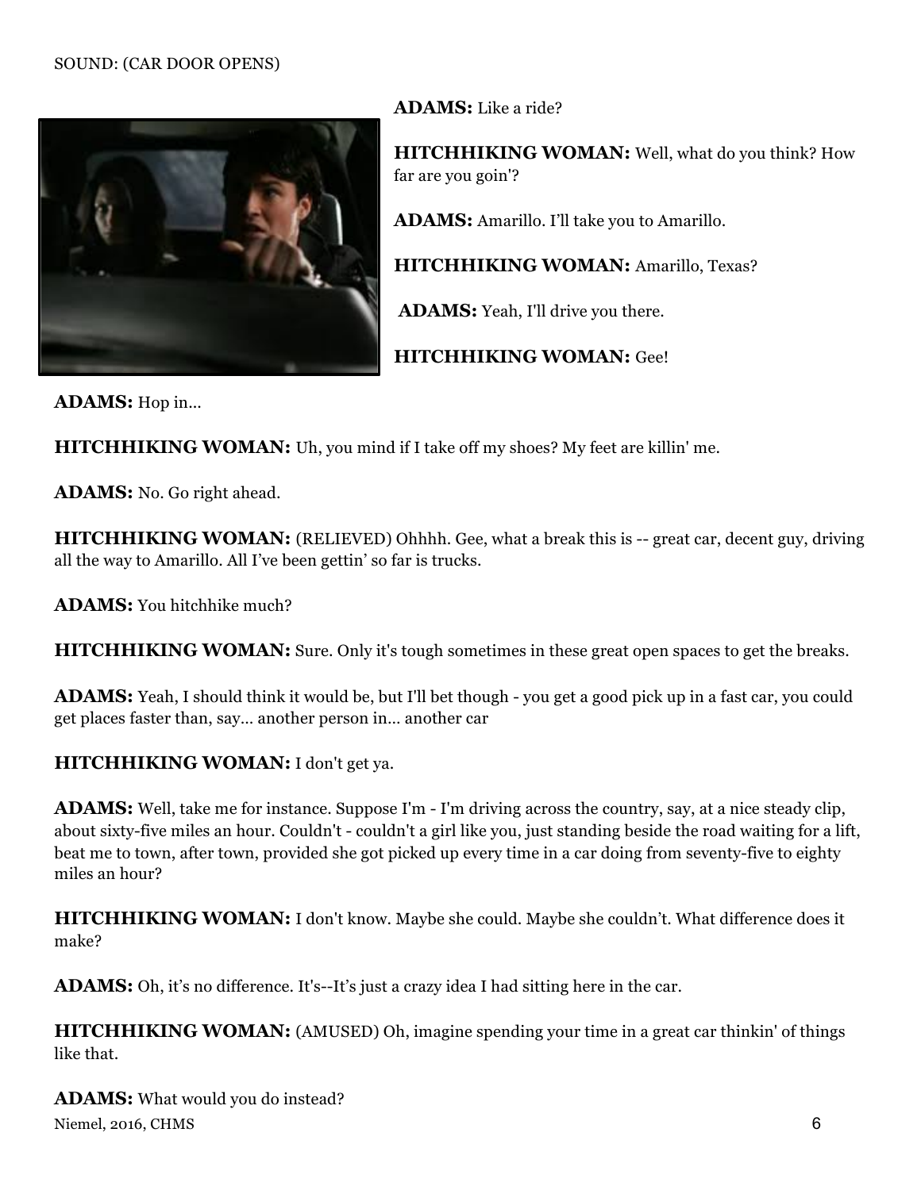SOUND: (CAR DOOR OPENS)

**ADAMS:** Like a ride?

**HITCHHIKING WOMAN:** Well, what do you think? How far are you goin'?

**ADAMS:** Amarillo. I'll take you to Amarillo.

**HITCHHIKING WOMAN:** Amarillo, Texas?

**ADAMS:** Yeah, I'll drive you there.

**HITCHHIKING WOMAN:** Gee!

**ADAMS:** Hop in...

**HITCHHIKING WOMAN:** Uh, you mind if I take off my shoes? My feet are killin' me.

**ADAMS:** No. Go right ahead.

**HITCHHIKING WOMAN:** (RELIEVED) Ohhhh. Gee, what a break this is -- great car, decent guy, driving all the way to Amarillo. All I've been gettin' so far is trucks.

**ADAMS:** You hitchhike much?

**HITCHHIKING WOMAN:** Sure. Only it's tough sometimes in these great open spaces to get the breaks.

**ADAMS:** Yeah, I should think it would be, but I'll bet though - you get a good pick up in a fast car, you could get places faster than, say... another person in... another car

**HITCHHIKING WOMAN:** I don't get ya.

**ADAMS:** Well, take me for instance. Suppose I'm - I'm driving across the country, say, at a nice steady clip, about sixty-five miles an hour. Couldn't - couldn't a girl like you, just standing beside the road waiting for a lift, beat me to town, after town, provided she got picked up every time in a car doing from seventy-five to eighty miles an hour?

**HITCHHIKING WOMAN:** I don't know. Maybe she could. Maybe she couldn't. What difference does it make?

**ADAMS:** Oh, it's no difference. It's--It's just a crazy idea I had sitting here in the car.

**HITCHHIKING WOMAN:** (AMUSED) Oh, imagine spending your time in a great car thinkin' of things like that.

**ADAMS:** What would you do instead?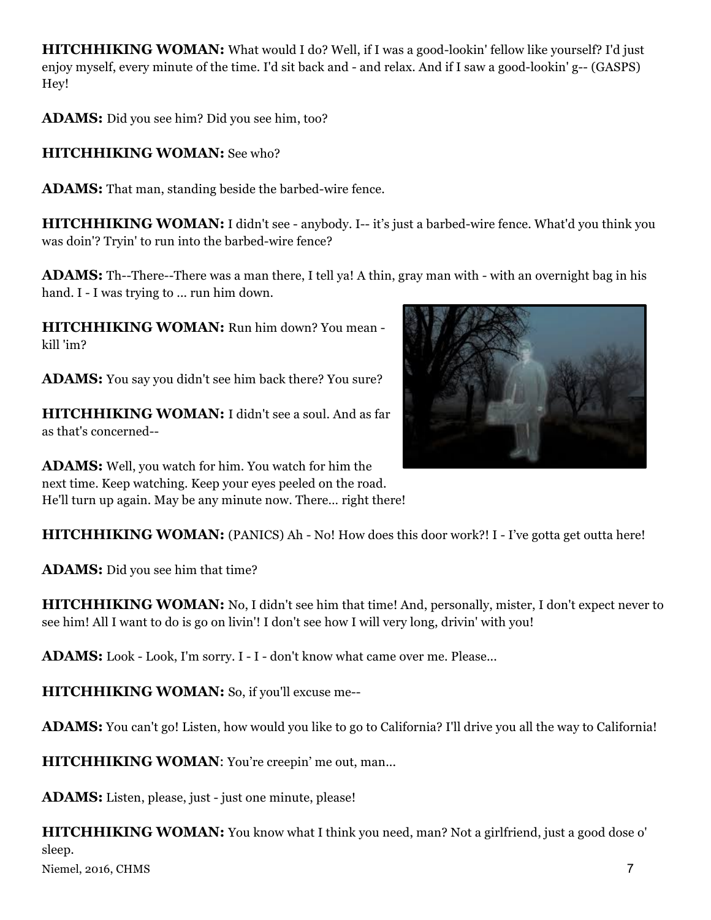**HITCHHIKING WOMAN:** What would I do? Well, if I was a good-lookin' fellow like yourself? I'd just enjoy myself, every minute of the time. I'd sit back and - and relax. And if I saw a good-lookin' g-- (GASPS) Hey!

**ADAMS:** Did you see him? Did you see him, too?

**HITCHHIKING WOMAN:** See who?

**ADAMS:** That man, standing beside the barbed-wire fence.

**HITCHHIKING WOMAN:** I didn't see - anybody. I-- it's just a barbed-wire fence. What'd you think you was doin'? Tryin' to run into the barbed-wire fence?

**ADAMS:** Th--There--There was a man there, I tell ya! A thin, gray man with - with an overnight bag in his hand. I - I was trying to ... run him down.

**HITCHHIKING WOMAN:** Run him down? You mean - kill 'im?

**ADAMS:** You say you didn't see him back there? You sure?

**HITCHHIKING WOMAN:** I didn't see a soul. And as far as that's concerned--

**ADAMS:** Well, you watch for him. You watch for him the next time. Keep watching. Keep your eyes peeled on the road. He'll turn up again. May be any minute now. There... right there!

**HITCHHIKING WOMAN:** (PANICS) Ah - No! How does this door work?! I - I've gotta get outta here!

**ADAMS:** Did you see him that time?

**HITCHHIKING WOMAN:** No, I didn't see him that time! And, personally, mister, I don't expect never to see him! All I want to do is go on livin'! I don't see how I will very long, drivin' with you!

**ADAMS:** Look - Look, I'm sorry. I - I - don't know what came over me. Please...

**HITCHHIKING WOMAN:** So, if you'll excuse me--

**ADAMS:** You can't go! Listen, how would you like to go to California? I'll drive you all the way to California!

**HITCHHIKING WOMAN**: You're creepin' me out, man...

**ADAMS:** Listen, please, just - just one minute, please!

**HITCHHIKING WOMAN:** You know what I think you need, man? Not a girlfriend, just a good dose o' sleep.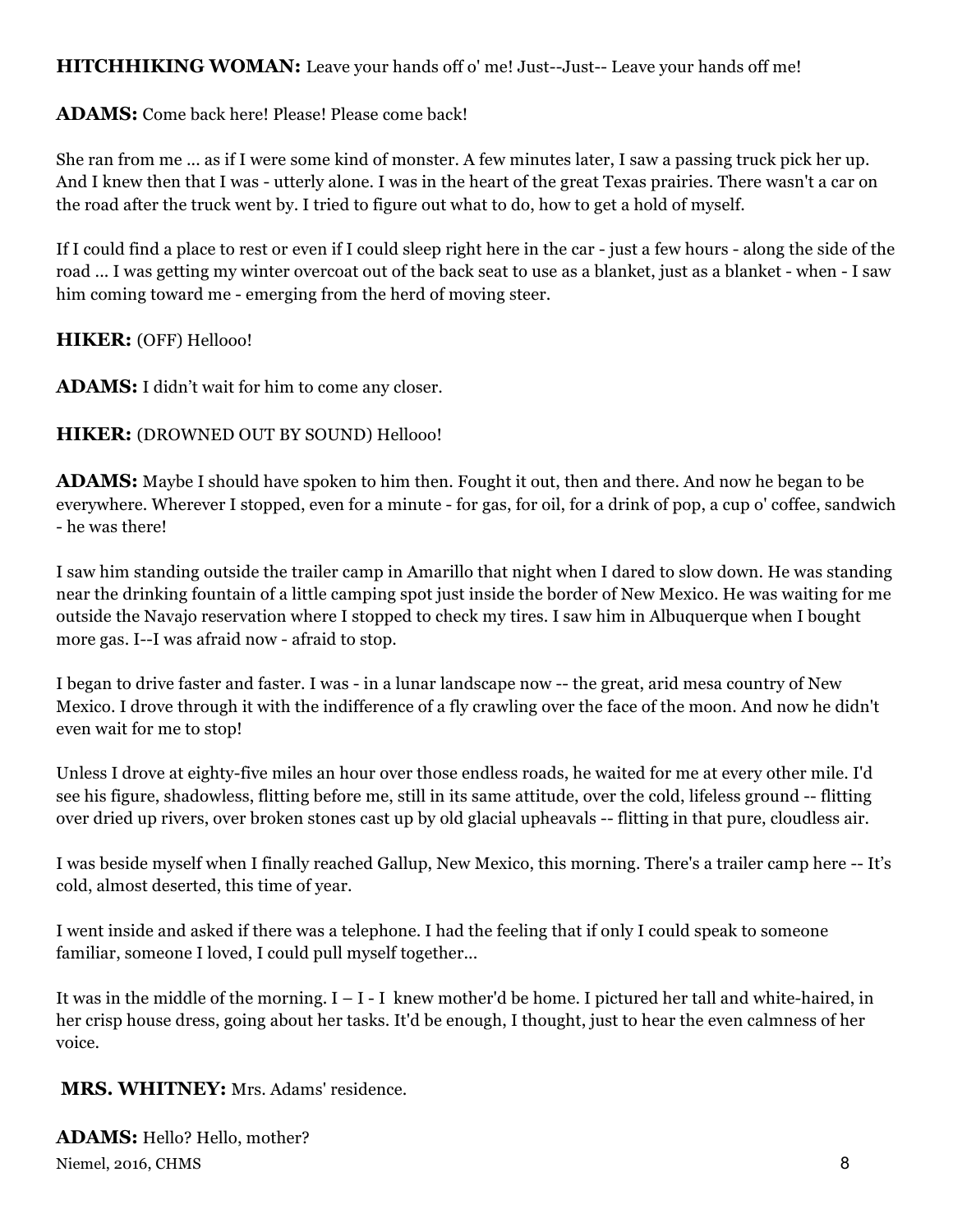**HITCHHIKING WOMAN:** Leave your hands off o' me! Just--Just-- Leave your hands off me!

**ADAMS:** Come back here! Please! Please come back!

She ran from me ... as if I were some kind of monster. A few minutes later, I saw a passing truck pick her up. And I knew then that I was - utterly alone. I was in the heart of the great Texas prairies. There wasn't a car on the road after the truck went by. I tried to figure out what to do, how to get a hold of myself.

If I could find a place to rest or even if I could sleep right here in the car - just a few hours - along the side of the road ... I was getting my winter overcoat out of the back seat to use as a blanket, just as a blanket - when - I saw him coming toward me - emerging from the herd of moving steer.

**HIKER:** (OFF) Hellooo!

**ADAMS:** I didn't wait for him to come any closer.

**HIKER:** (DROWNED OUT BY SOUND) Hellooo!

**ADAMS:** Maybe I should have spoken to him then. Fought it out, then and there. And now he began to be everywhere. Wherever I stopped, even for a minute - for gas, for oil, for a drink of pop, a cup o' coffee, sandwich - he was there!

I saw him standing outside the trailer camp in Amarillo that night when I dared to slow down. He was standing near the drinking fountain of a little camping spot just inside the border of New Mexico. He was waiting for me outside the Navajo reservation where I stopped to check my tires. I saw him in Albuquerque when I bought more gas. I--I was afraid now - afraid to stop.

I began to drive faster and faster. I was - in a lunar landscape now -- the great, arid mesa country of New Mexico. I drove through it with the indifference of a fly crawling over the face of the moon. And now he didn't even wait for me to stop!

Unless I drove at eighty-five miles an hour over those endless roads, he waited for me at every other mile. I'd see his figure, shadowless, flitting before me, still in its same attitude, over the cold, lifeless ground -- flitting over dried up rivers, over broken stones cast up by old glacial upheavals -- flitting in that pure, cloudless air.

I was beside myself when I finally reached Gallup, New Mexico, this morning. There's a trailer camp here -- It's cold, almost deserted, this time of year.

I went inside and asked if there was a telephone. I had the feeling that if only I could speak to someone familiar, someone I loved, I could pull myself together...

It was in the middle of the morning. I – I - I knew mother'd be home. I pictured her tall and white-haired, in her crisp house dress, going about her tasks. It'd be enough, I thought, just to hear the even calmness of her voice.

**MRS. WHITNEY:** Mrs. Adams' residence.

**ADAMS:** Hello? Hello, mother?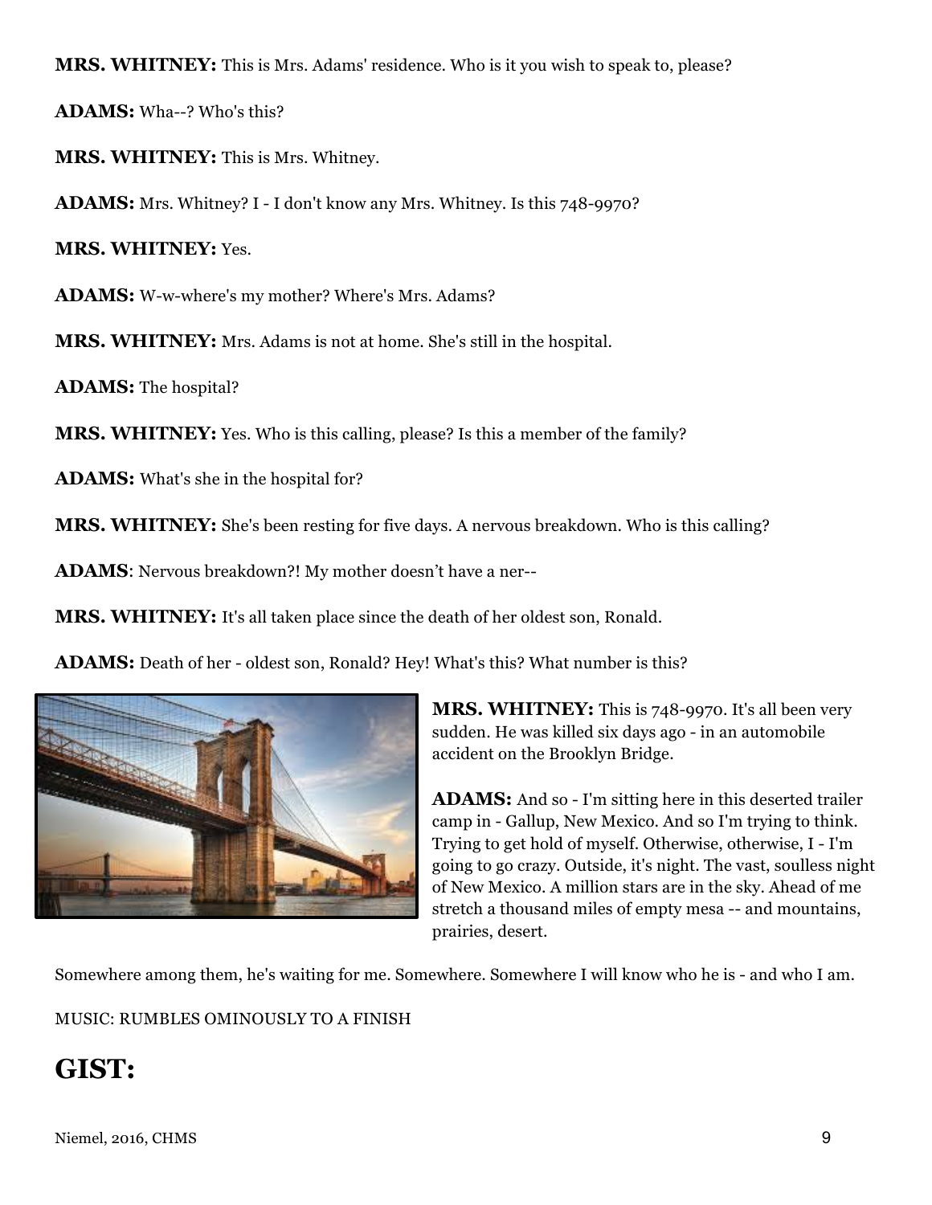**MRS. WHITNEY:** This is Mrs. Adams' residence. Who is it you wish to speak to, please?

**ADAMS:** Wha--? Who's this?

**MRS. WHITNEY:** This is Mrs. Whitney.

**ADAMS:** Mrs. Whitney? I - I don't know any Mrs. Whitney. Is this 748-9970?

**MRS. WHITNEY:** Yes.

**ADAMS:** W-w-where's my mother? Where's Mrs. Adams?

**MRS. WHITNEY:** Mrs. Adams is not at home. She's still in the hospital.

**ADAMS:** The hospital?

**MRS. WHITNEY:** Yes. Who is this calling, please? Is this a member of the family?

**ADAMS:** What's she in the hospital for?

**MRS. WHITNEY:** She's been resting for five days. A nervous breakdown. Who is this calling?

**ADAMS**: Nervous breakdown?! My mother doesn't have a ner--

**MRS. WHITNEY:** It's all taken place since the death of her oldest son, Ronald.

**ADAMS:** Death of her - oldest son, Ronald? Hey! What's this? What number is this?

**MRS. WHITNEY:** This is 748-9970. It's all been very sudden. He was killed six days ago - in an automobile accident on the Brooklyn Bridge.

**ADAMS:** And so - I'm sitting here in this deserted trailer camp in - Gallup, New Mexico. And so I'm trying to think. Trying to get hold of myself. Otherwise, otherwise, I - I'm going to go crazy. Outside, it's night. The vast, soulless night of New Mexico. A million stars are in the sky. Ahead of me stretch a thousand miles of empty mesa -- and mountains, prairies, desert.

Somewhere among them, he's waiting for me. Somewhere. Somewhere I will know who he is - and who I am.

MUSIC: RUMBLES OMINOUSLY TO A FINISH

# GIST: